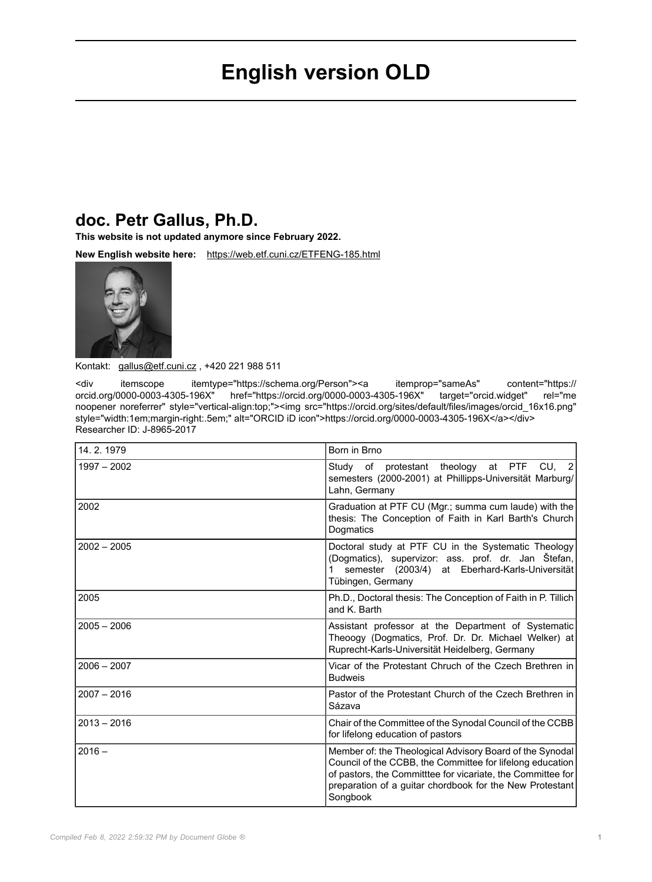# English version OLD

## doc. Petr Gallus, Ph.D.

**This website is not updated anymore since February 2022.**

**New English website here:** https://web.etf.cuni.cz/ETFENG-185.html

Kontakt: gallus@etf.cuni.cz , +420 221 988 511

<div itemscope itemtype="https://schema.org/Person"><a itemprop="sameAs" content="https://orcid.org/0000-0003-4305-196X" href="https://orcid.org/0000-0003-4305-196X" target="orcid.widget" rel="me noopener noreferrer" style="vertical-align:top;"><img src="https://orcid.org/sites/default/files/images/orcid_16x16.png" style="width:1em;margin-right:.5em;" alt="ORCID iD icon">https://orcid.org/0000-0003-4305-196X</a></div>
Researcher ID: J-8965-2017

| | |
|---|---|
| 14. 2. 1979 | Born in Brno |
| 1997 – 2002 | Study of protestant theology at PTF CU, 2 semesters (2000-2001) at Phillipps-Universität Marburg/Lahn, Germany |
| 2002 | Graduation at PTF CU (Mgr.; summa cum laude) with the thesis: The Conception of Faith in Karl Barth's Church Dogmatics |
| 2002 – 2005 | Doctoral study at PTF CU in the Systematic Theology (Dogmatics), supervizor: ass. prof. dr. Jan Štefan, 1 semester (2003/4) at Eberhard-Karls-Universität Tübingen, Germany |
| 2005 | Ph.D., Doctoral thesis: The Conception of Faith in P. Tillich and K. Barth |
| 2005 – 2006 | Assistant professor at the Department of Systematic Theoogy (Dogmatics, Prof. Dr. Dr. Michael Welker) at Ruprecht-Karls-Universität Heidelberg, Germany |
| 2006 – 2007 | Vicar of the Protestant Chruch of the Czech Brethren in Budweis |
| 2007 – 2016 | Pastor of the Protestant Church of the Czech Brethren in Sázava |
| 2013 – 2016 | Chair of the Committee of the Synodal Council of the CCBB for lifelong education of pastors |
| 2016 – | Member of: the Theological Advisory Board of the Synodal Council of the CCBB, the Committee for lifelong education of pastors, the Committtee for vicariate, the Committee for preparation of a guitar chordbook for the New Protestant Songbook |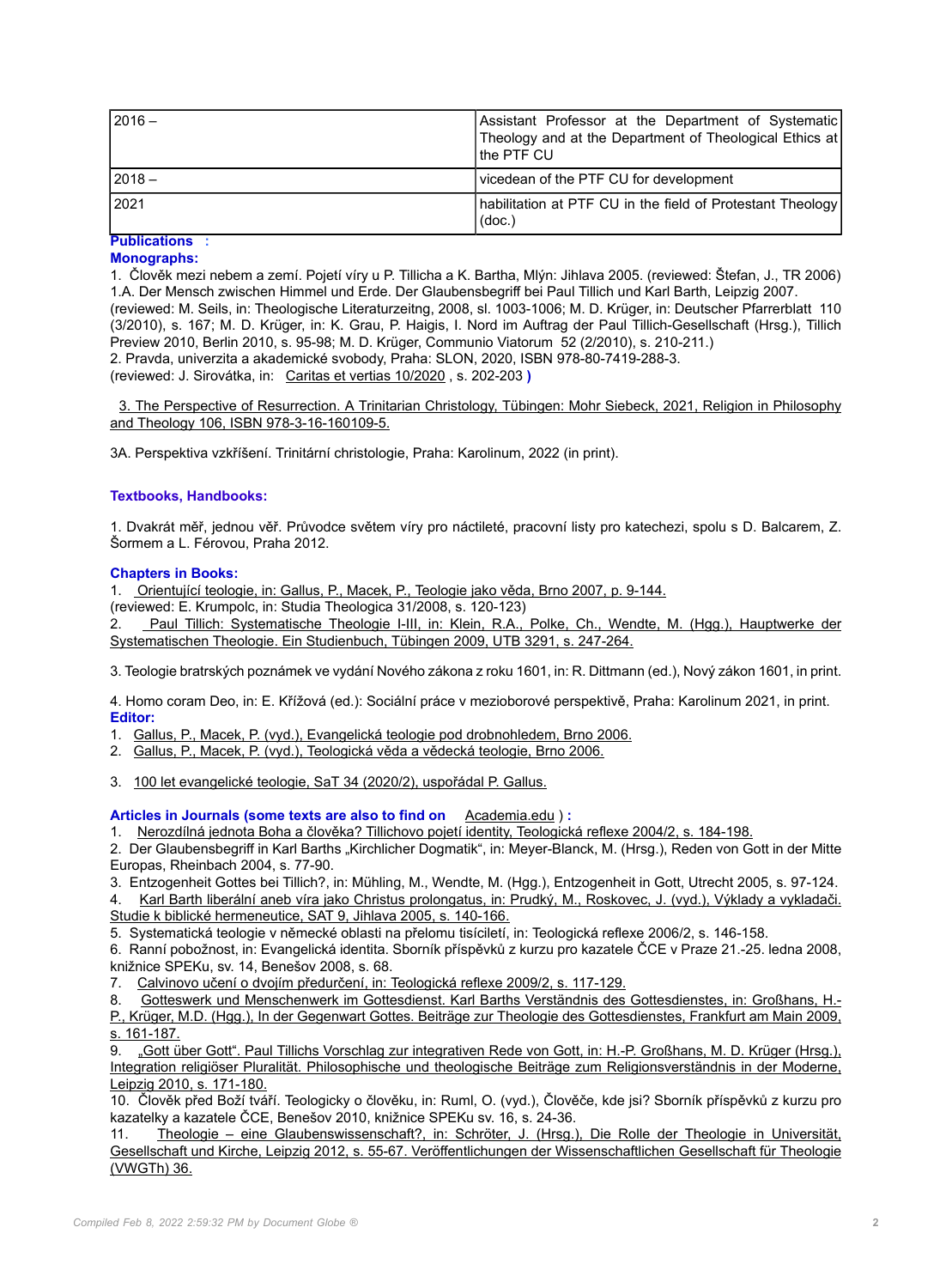| 2016 – | Assistant Professor at the Department of Systematic Theology and at the Department of Theological Ethics at the PTF CU |
|---|---|
| 2018 – | vicedean of the PTF CU for development |
| 2021 | habilitation at PTF CU in the field of Protestant Theology (doc.) |

**Publications :**

**Monographs:**

1. Člověk mezi nebem a zemí. Pojetí víry u P. Tillicha a K. Bartha, Mlýn: Jihlava 2005. (reviewed: Štefan, J., TR 2006)
1.A. Der Mensch zwischen Himmel und Erde. Der Glaubensbegriff bei Paul Tillich und Karl Barth, Leipzig 2007. (reviewed: M. Seils, in: Theologische Literaturzeitng, 2008, sl. 1003-1006; M. D. Krüger, in: Deutscher Pfarrerblatt 110 (3/2010), s. 167; M. D. Krüger, in: K. Grau, P. Haigis, I. Nord im Auftrag der Paul Tillich-Gesellschaft (Hrsg.), Tillich Preview 2010, Berlin 2010, s. 95-98; M. D. Krüger, Communio Viatorum 52 (2/2010), s. 210-211.)
2. Pravda, univerzita a akademické svobody, Praha: SLON, 2020, ISBN 978-80-7419-288-3.
(reviewed: J. Sirovátka, in: Caritas et vertias 10/2020 , s. 202-203 )

3. The Perspective of Resurrection. A Trinitarian Christology, Tübingen: Mohr Siebeck, 2021, Religion in Philosophy and Theology 106, ISBN 978-3-16-160109-5.

3A. Perspektiva vzkříšení. Trinitární christologie, Praha: Karolinum, 2022 (in print).

**Textbooks, Handbooks:**

1. Dvakrát měř, jednou věř. Průvodce světem víry pro náctileté, pracovní listy pro katechezi, spolu s D. Balcarem, Z. Šormem a L. Férovou, Praha 2012.

**Chapters in Books:**

1. Orientující teologie, in: Gallus, P., Macek, P., Teologie jako věda, Brno 2007, p. 9-144.
(reviewed: E. Krumpolc, in: Studia Theologica 31/2008, s. 120-123)
2. Paul Tillich: Systematische Theologie I-III, in: Klein, R.A., Polke, Ch., Wendte, M. (Hgg.), Hauptwerke der Systematischen Theologie. Ein Studienbuch, Tübingen 2009, UTB 3291, s. 247-264.

3. Teologie bratrských poznámek ve vydání Nového zákona z roku 1601, in: R. Dittmann (ed.), Nový zákon 1601, in print.

4. Homo coram Deo, in: E. Křížová (ed.): Sociální práce v mezioborové perspektivě, Praha: Karolinum 2021, in print.

**Editor:**

1. Gallus, P., Macek, P. (vyd.), Evangelická teologie pod drobnohledem, Brno 2006.
2. Gallus, P., Macek, P. (vyd.), Teologická věda a vědecká teologie, Brno 2006.

3. 100 let evangelické teologie, SaT 34 (2020/2), uspořádal P. Gallus.

**Articles in Journals (some texts are also to find on** Academia.edu **) :**

1. Nerozdílná jednota Boha a člověka? Tillichovo pojetí identity, Teologická reflexe 2004/2, s. 184-198.
2. Der Glaubensbegriff in Karl Barths „Kirchlicher Dogmatik", in: Meyer-Blanck, M. (Hrsg.), Reden von Gott in der Mitte Europas, Rheinbach 2004, s. 77-90.
3. Entzogenheit Gottes bei Tillich?, in: Mühling, M., Wendte, M. (Hgg.), Entzogenheit in Gott, Utrecht 2005, s. 97-124.
4. Karl Barth liberální aneb víra jako Christus prolongatus, in: Prudký, M., Roskovec, J. (vyd.), Výklady a vykladači. Studie k biblické hermeneutice, SAT 9, Jihlava 2005, s. 140-166.
5. Systematická teologie v německé oblasti na přelomu tisíciletí, in: Teologická reflexe 2006/2, s. 146-158.
6. Ranní pobožnost, in: Evangelická identita. Sborník příspěvků z kurzu pro kazatele ČCE v Praze 21.-25. ledna 2008, knižnice SPEKu, sv. 14, Benešov 2008, s. 68.
7. Calvinovo učení o dvojím předurčení, in: Teologická reflexe 2009/2, s. 117-129.
8. Gotteswerk und Menschenwerk im Gottesdienst. Karl Barths Verständnis des Gottesdienstes, in: Großhans, H.-P., Krüger, M.D. (Hgg.), In der Gegenwart Gottes. Beiträge zur Theologie des Gottesdienstes, Frankfurt am Main 2009, s. 161-187.
9. „Gott über Gott". Paul Tillichs Vorschlag zur integrativen Rede von Gott, in: H.-P. Großhans, M. D. Krüger (Hrsg.), Integration religiöser Pluralität. Philosophische und theologische Beiträge zum Religionsverständnis in der Moderne, Leipzig 2010, s. 171-180.
10. Člověk před Boží tváří. Teologicky o člověku, in: Ruml, O. (vyd.), Člověče, kde jsi? Sborník příspěvků z kurzu pro kazatelky a kazatele ČCE, Benešov 2010, knižnice SPEKu sv. 16, s. 24-36.
11. Theologie – eine Glaubenswissenschaft?, in: Schröter, J. (Hrsg.), Die Rolle der Theologie in Universität, Gesellschaft und Kirche, Leipzig 2012, s. 55-67. Veröffentlichungen der Wissenschaftlichen Gesellschaft für Theologie (VWGTh) 36.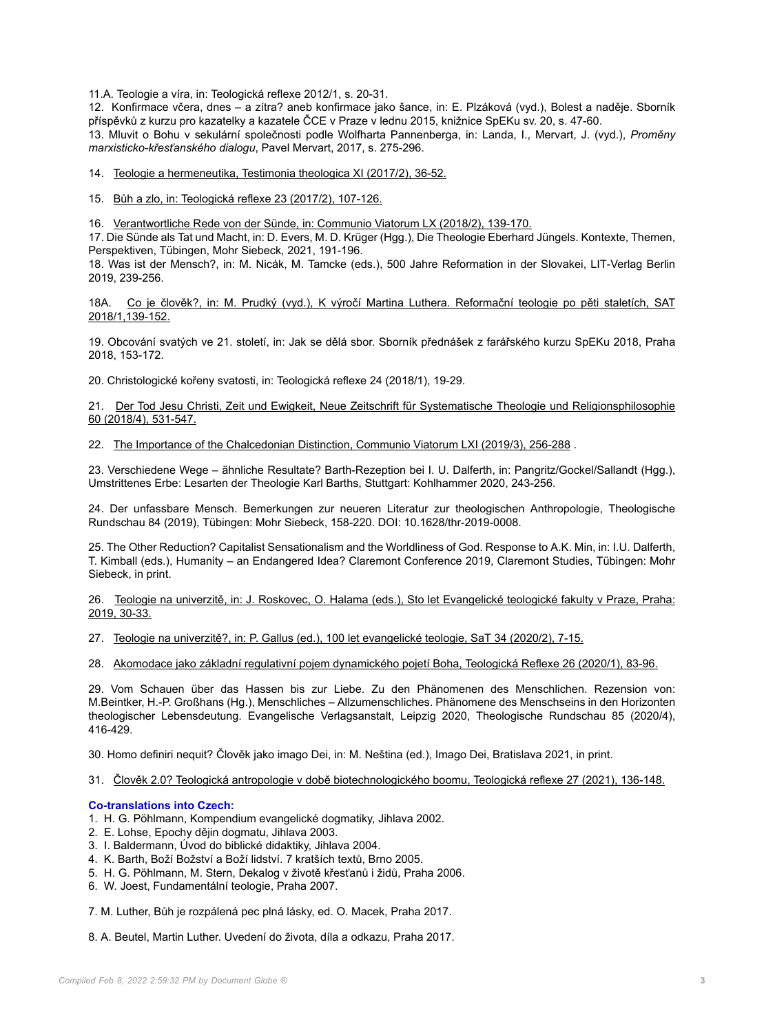11.A. Teologie a víra, in: Teologická reflexe 2012/1, s. 20-31.
12. Konfirmace včera, dnes – a zítra? aneb konfirmace jako šance, in: E. Plzáková (vyd.), Bolest a naděje. Sborník příspěvků z kurzu pro kazatelky a kazatele ČCE v Praze v lednu 2015, knižnice SpEKu sv. 20, s. 47-60.
13. Mluvit o Bohu v sekulární společnosti podle Wolfharta Pannenberga, in: Landa, I., Mervart, J. (vyd.), *Proměny marxisticko-křesťanského dialogu*, Pavel Mervart, 2017, s. 275-296.

14. Teologie a hermeneutika, Testimonia theologica XI (2017/2), 36-52.

15. Bůh a zlo, in: Teologická reflexe 23 (2017/2), 107-126.

16. Verantwortliche Rede von der Sünde, in: Communio Viatorum LX (2018/2), 139-170.
17. Die Sünde als Tat und Macht, in: D. Evers, M. D. Krüger (Hgg.), Die Theologie Eberhard Jüngels. Kontexte, Themen, Perspektiven, Tübingen, Mohr Siebeck, 2021, 191-196.
18. Was ist der Mensch?, in: M. Nicák, M. Tamcke (eds.), 500 Jahre Reformation in der Slovakei, LIT-Verlag Berlin 2019, 239-256.

18A. Co je člověk?, in: M. Prudký (vyd.), K výročí Martina Luthera. Reformační teologie po pěti staletích, SAT 2018/1,139-152.

19. Obcování svatých ve 21. století, in: Jak se dělá sbor. Sborník přednášek z farářského kurzu SpEKu 2018, Praha 2018, 153-172.

20. Christologické kořeny svatosti, in: Teologická reflexe 24 (2018/1), 19-29.

21. Der Tod Jesu Christi, Zeit und Ewigkeit, Neue Zeitschrift für Systematische Theologie und Religionsphilosophie 60 (2018/4), 531-547.

22. The Importance of the Chalcedonian Distinction, Communio Viatorum LXI (2019/3), 256-288 .

23. Verschiedene Wege – ähnliche Resultate? Barth-Rezeption bei I. U. Dalferth, in: Pangritz/Gockel/Sallandt (Hgg.), Umstrittenes Erbe: Lesarten der Theologie Karl Barths, Stuttgart: Kohlhammer 2020, 243-256.

24. Der unfassbare Mensch. Bemerkungen zur neueren Literatur zur theologischen Anthropologie, Theologische Rundschau 84 (2019), Tübingen: Mohr Siebeck, 158-220. DOI: 10.1628/thr-2019-0008.

25. The Other Reduction? Capitalist Sensationalism and the Worldliness of God. Response to A.K. Min, in: I.U. Dalferth, T. Kimball (eds.), Humanity – an Endangered Idea? Claremont Conference 2019, Claremont Studies, Tübingen: Mohr Siebeck, in print.

26. Teologie na univerzitě, in: J. Roskovec, O. Halama (eds.), Sto let Evangelické teologické fakulty v Praze, Praha: 2019, 30-33.

27. Teologie na univerzitě?, in: P. Gallus (ed.), 100 let evangelické teologie, SaT 34 (2020/2), 7-15.

28. Akomodace jako základní regulativní pojem dynamického pojetí Boha, Teologická Reflexe 26 (2020/1), 83-96.

29. Vom Schauen über das Hassen bis zur Liebe. Zu den Phänomenen des Menschlichen. Rezension von: M.Beintker, H.-P. Großhans (Hg.), Menschliches – Allzumenschliches. Phänomene des Menschseins in den Horizonten theologischer Lebensdeutung. Evangelische Verlagsanstalt, Leipzig 2020, Theologische Rundschau 85 (2020/4), 416-429.

30. Homo definiri nequit? Člověk jako imago Dei, in: M. Neština (ed.), Imago Dei, Bratislava 2021, in print.

31. Člověk 2.0? Teologická antropologie v době biotechnologického boomu, Teologická reflexe 27 (2021), 136-148.

**Co-translations into Czech:**

1. H. G. Pöhlmann, Kompendium evangelické dogmatiky, Jihlava 2002.
2. E. Lohse, Epochy dějin dogmatu, Jihlava 2003.
3. I. Baldermann, Úvod do biblické didaktiky, Jihlava 2004.
4. K. Barth, Boží Božství a Boží lidství. 7 kratších textů, Brno 2005.
5. H. G. Pöhlmann, M. Stern, Dekalog v životě křesťanů i židů, Praha 2006.
6. W. Joest, Fundamentální teologie, Praha 2007.

7. M. Luther, Bůh je rozpálená pec plná lásky, ed. O. Macek, Praha 2017.

8. A. Beutel, Martin Luther. Uvedení do života, díla a odkazu, Praha 2017.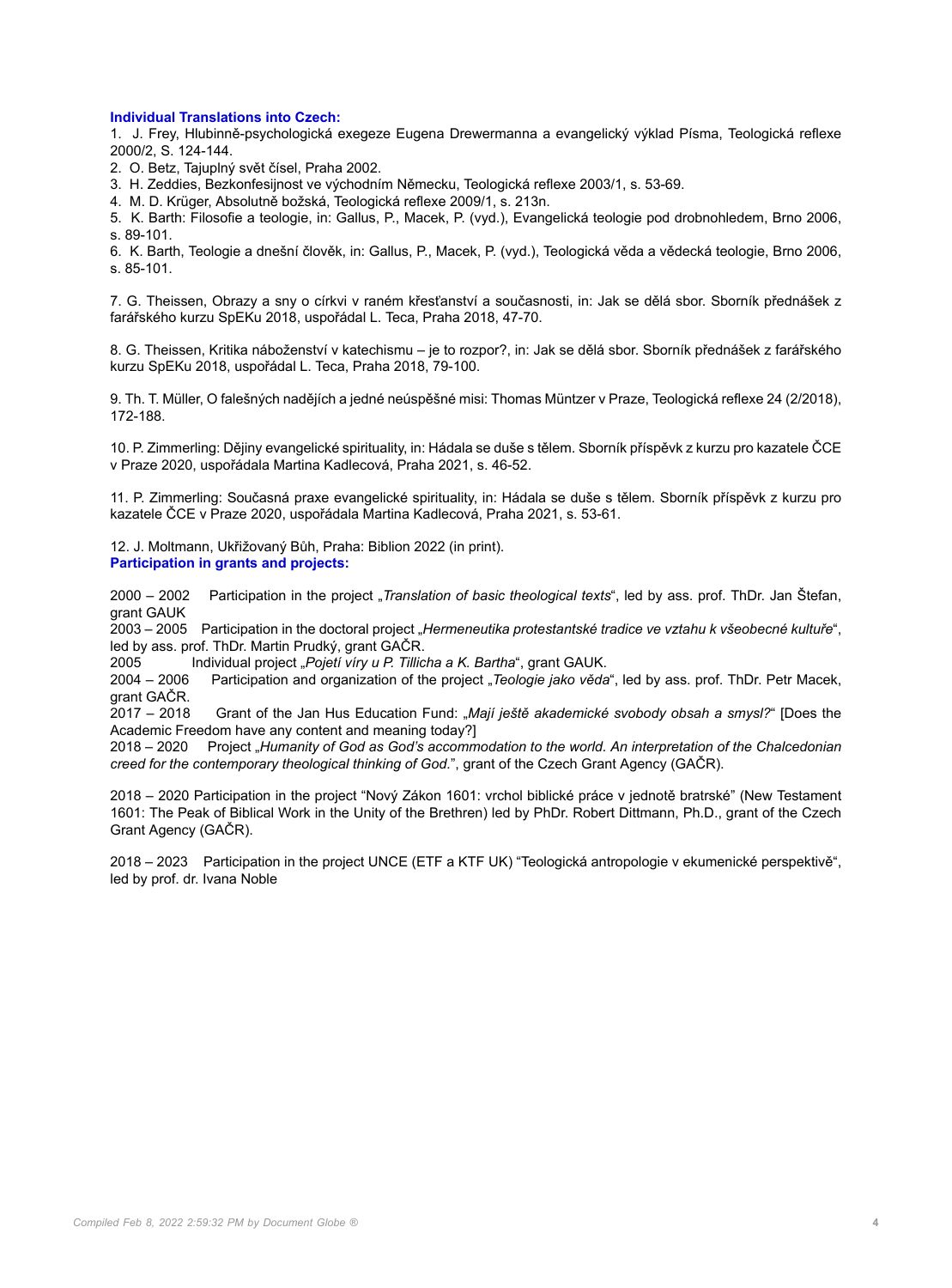**Individual Translations into Czech:**

1. J. Frey, Hlubinně-psychologická exegeze Eugena Drewermanna a evangelický výklad Písma, Teologická reflexe 2000/2, S. 124-144.
2. O. Betz, Tajuplný svět čísel, Praha 2002.
3. H. Zeddies, Bezkonfesijnost ve východním Německu, Teologická reflexe 2003/1, s. 53-69.
4. M. D. Krüger, Absolutně božská, Teologická reflexe 2009/1, s. 213n.
5. K. Barth: Filosofie a teologie, in: Gallus, P., Macek, P. (vyd.), Evangelická teologie pod drobnohledem, Brno 2006, s. 89-101.
6. K. Barth, Teologie a dnešní člověk, in: Gallus, P., Macek, P. (vyd.), Teologická věda a vědecká teologie, Brno 2006, s. 85-101.

7. G. Theissen, Obrazy a sny o církvi v raném křesťanství a současnosti, in: Jak se dělá sbor. Sborník přednášek z farářského kurzu SpEKu 2018, uspořádal L. Teca, Praha 2018, 47-70.

8. G. Theissen, Kritika náboženství v katechismu – je to rozpor?, in: Jak se dělá sbor. Sborník přednášek z farářského kurzu SpEKu 2018, uspořádal L. Teca, Praha 2018, 79-100.

9. Th. T. Müller, O falešných nadějích a jedné neúspěšné misi: Thomas Müntzer v Praze, Teologická reflexe 24 (2/2018), 172-188.

10. P. Zimmerling: Dějiny evangelické spirituality, in: Hádala se duše s tělem. Sborník příspěvk z kurzu pro kazatele ČCE v Praze 2020, uspořádala Martina Kadlecová, Praha 2021, s. 46-52.

11. P. Zimmerling: Současná praxe evangelické spirituality, in: Hádala se duše s tělem. Sborník příspěvk z kurzu pro kazatele ČCE v Praze 2020, uspořádala Martina Kadlecová, Praha 2021, s. 53-61.

12. J. Moltmann, Ukřižovaný Bůh, Praha: Biblion 2022 (in print).

**Participation in grants and projects:**

2000 – 2002 Participation in the project „*Translation of basic theological texts*“, led by ass. prof. ThDr. Jan Štefan, grant GAUK
2003 – 2005 Participation in the doctoral project „*Hermeneutika protestantské tradice ve vztahu k všeobecné kultuře*“, led by ass. prof. ThDr. Martin Prudký, grant GAČR.
2005 Individual project „*Pojetí víry u P. Tillicha a K. Bartha*“, grant GAUK.
2004 – 2006 Participation and organization of the project „*Teologie jako věda*“, led by ass. prof. ThDr. Petr Macek, grant GAČR.
2017 – 2018 Grant of the Jan Hus Education Fund: „*Mají ještě akademické svobody obsah a smysl?*“ [Does the Academic Freedom have any content and meaning today?]
2018 – 2020 Project „*Humanity of God as God's accommodation to the world. An interpretation of the Chalcedonian creed for the contemporary theological thinking of God.*“, grant of the Czech Grant Agency (GAČR).

2018 – 2020 Participation in the project "Nový Zákon 1601: vrchol biblické práce v jednotě bratrské" (New Testament 1601: The Peak of Biblical Work in the Unity of the Brethren) led by PhDr. Robert Dittmann, Ph.D., grant of the Czech Grant Agency (GAČR).

2018 – 2023 Participation in the project UNCE (ETF a KTF UK) "Teologická antropologie v ekumenické perspektivě", led by prof. dr. Ivana Noble